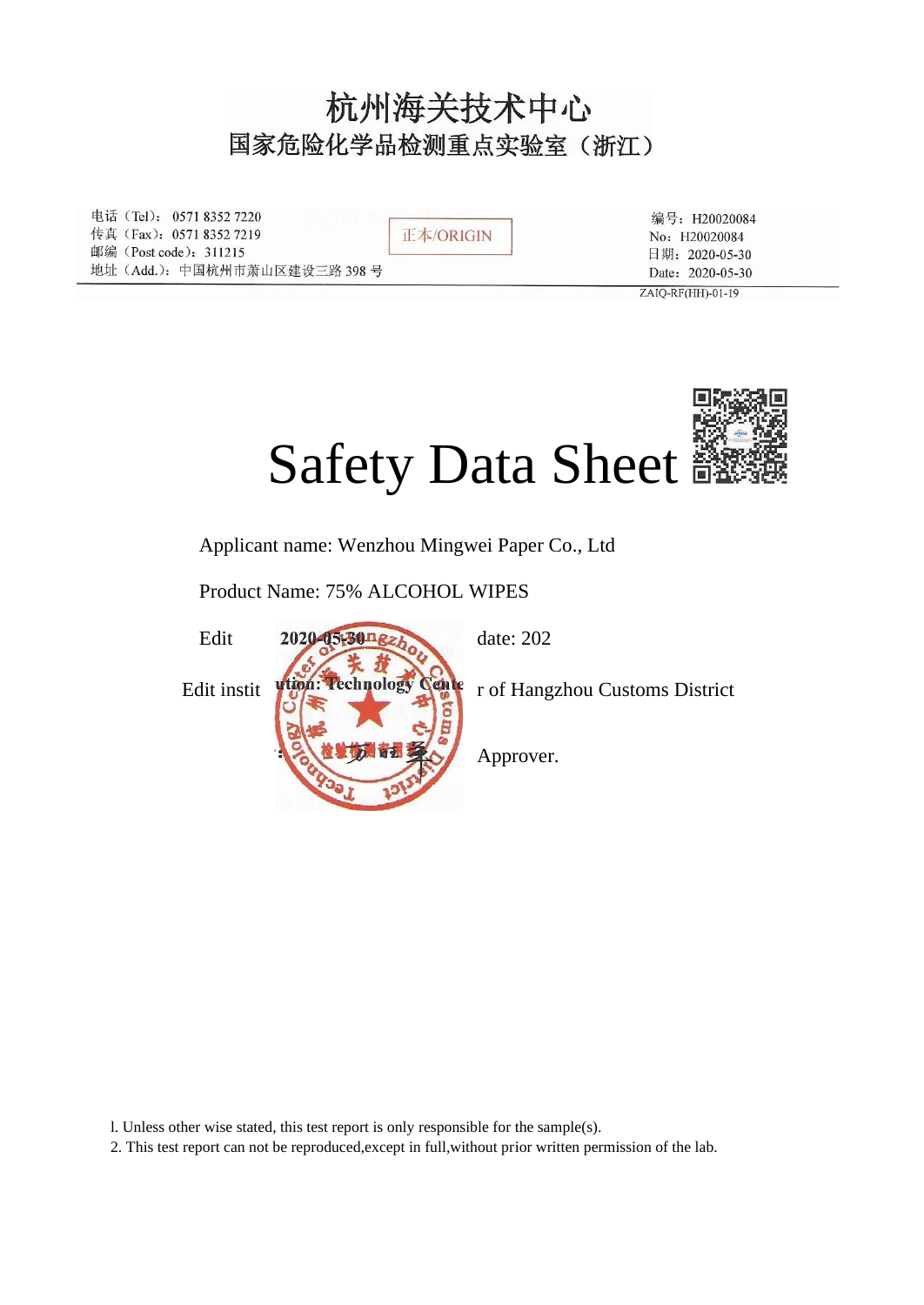# 杭州海关技术中心

## 国家危险化学品检测重点实验室（浙江）

电话（Tel）：0571 8352 7220
传真（Fax）：0571 8352 7219
邮编（Post code）：311215
地址（Add.）：中国杭州市萧山区建设三路 398 号

正本/ORIGIN

编号：H20020084
No：H20020084
日期：2020-05-30
Date：2020-05-30

ZAIQ-RF(HH)-01-19

# Safety Data Sheet

Applicant name: Wenzhou Mingwei Paper Co., Ltd

Product Name: 75% ALCOHOL WIPES

Edit date: 2020-05-30

Edit institution: Technology Center of Hangzhou Customs District

Approver:

l. Unless other wise stated, this test report is only responsible for the sample(s).
2. This test report can not be reproduced,except in full,without prior written permission of the lab.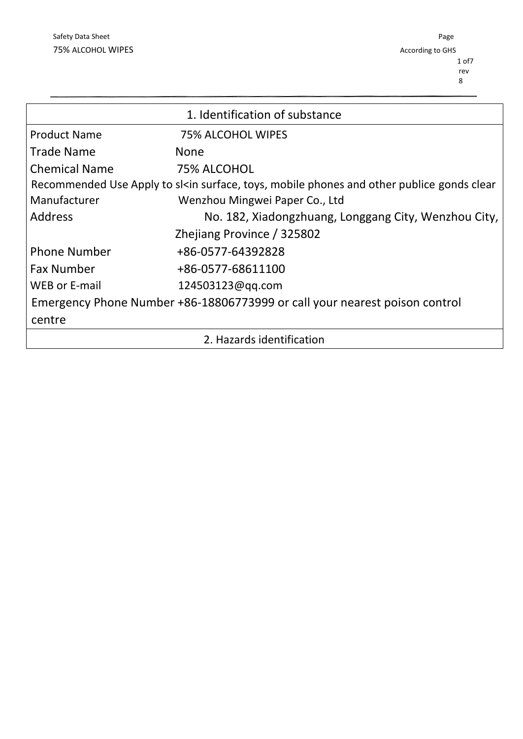## 1. Identification of substance

| | |
|---|---|
| Product Name | 75% ALCOHOL WIPES |
| Trade Name | None |
| Chemical Name | 75% ALCOHOL |
| Recommended Use | Apply to sl<in surface, toys, mobile phones and other publice gonds clear |
| Manufacturer | Wenzhou Mingwei Paper Co., Ltd |
| Address | No. 182, Xiadongzhuang, Longgang City, Wenzhou City, Zhejiang Province / 325802 |
| Phone Number | +86-0577-64392828 |
| Fax Number | +86-0577-68611100 |
| WEB or E-mail | 124503123@qq.com |
| Emergency Phone Number | +86-18806773999 or call your nearest poison control centre |

## 2. Hazards identification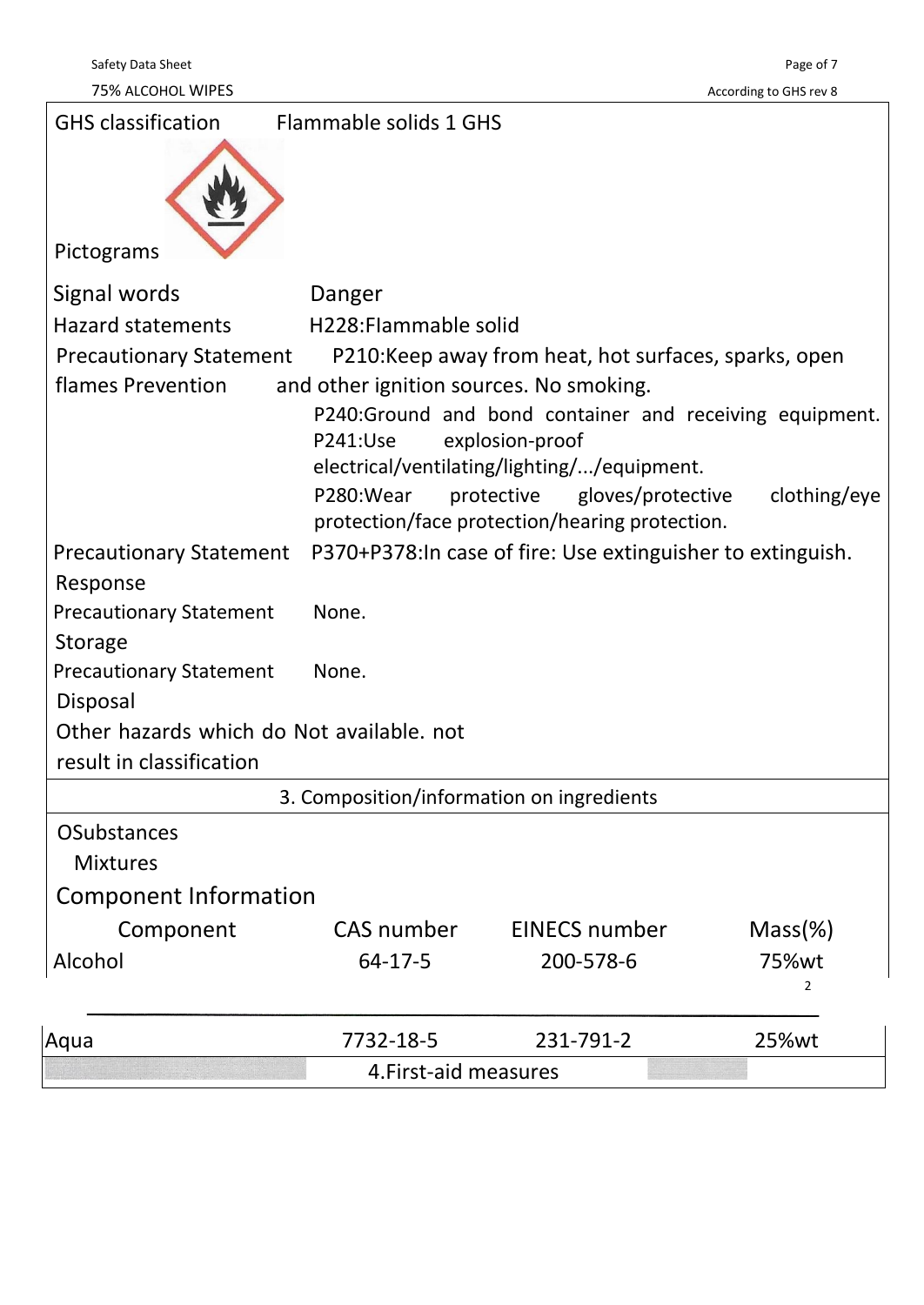GHS classification Flammable solids 1 GHS

Pictograms

Signal words Danger

Hazard statements H228:Flammable solid

Precautionary Statement Prevention P210:Keep away from heat, hot surfaces, sparks, open flames and other ignition sources. No smoking.

P240:Ground and bond container and receiving equipment.
P241:Use explosion-proof electrical/ventilating/lighting/.../equipment.
P280:Wear protective gloves/protective clothing/eye protection/face protection/hearing protection.

Precautionary Statement Response P370+P378:In case of fire: Use extinguisher to extinguish.

Precautionary Statement Storage None.

Precautionary Statement Disposal None.

Other hazards which do not result in classification Not available.

## 3. Composition/information on ingredients

OSubstances
Mixtures

### Component Information

| Component | CAS number | EINECS number | Mass(%) |
|---|---|---|---|
| Alcohol | 64-17-5 | 200-578-6 | 75%wt |
| Aqua | 7732-18-5 | 231-791-2 | 25%wt |

## 4.First-aid measures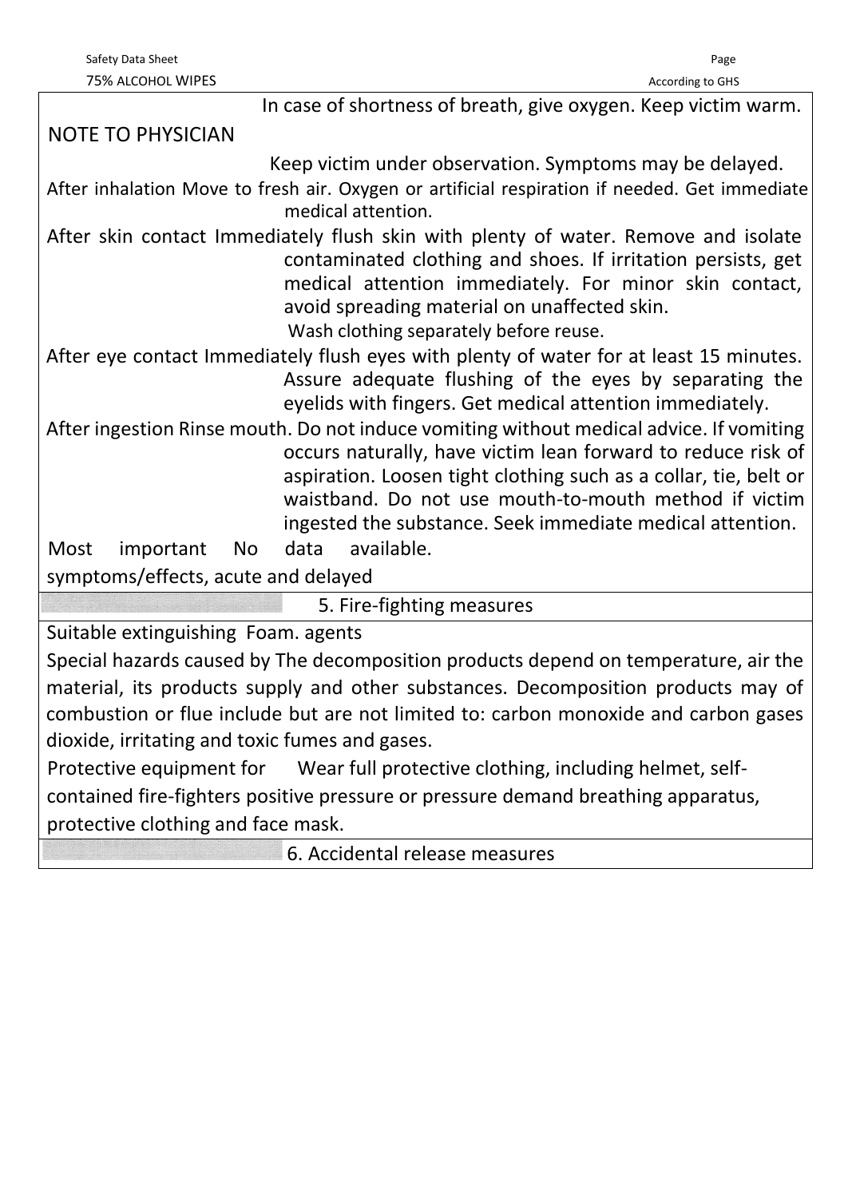In case of shortness of breath, give oxygen. Keep victim warm.

NOTE TO PHYSICIAN

Keep victim under observation. Symptoms may be delayed.

After inhalation Move to fresh air. Oxygen or artificial respiration if needed. Get immediate medical attention.

After skin contact Immediately flush skin with plenty of water. Remove and isolate contaminated clothing and shoes. If irritation persists, get medical attention immediately. For minor skin contact, avoid spreading material on unaffected skin.
Wash clothing separately before reuse.

After eye contact Immediately flush eyes with plenty of water for at least 15 minutes. Assure adequate flushing of the eyes by separating the eyelids with fingers. Get medical attention immediately.

After ingestion Rinse mouth. Do not induce vomiting without medical advice. If vomiting occurs naturally, have victim lean forward to reduce risk of aspiration. Loosen tight clothing such as a collar, tie, belt or waistband. Do not use mouth-to-mouth method if victim ingested the substance. Seek immediate medical attention.

Most important symptoms/effects, acute and delayed No data available.

## 5. Fire-fighting measures

Suitable extinguishing agents Foam.

Special hazards caused by the material, its products of combustion or flue gases The decomposition products depend on temperature, air supply and other substances. Decomposition products may include but are not limited to: carbon monoxide and carbon dioxide, irritating and toxic fumes and gases.

Protective equipment for fire-fighters Wear full protective clothing, including helmet, self-contained positive pressure or pressure demand breathing apparatus, protective clothing and face mask.

## 6. Accidental release measures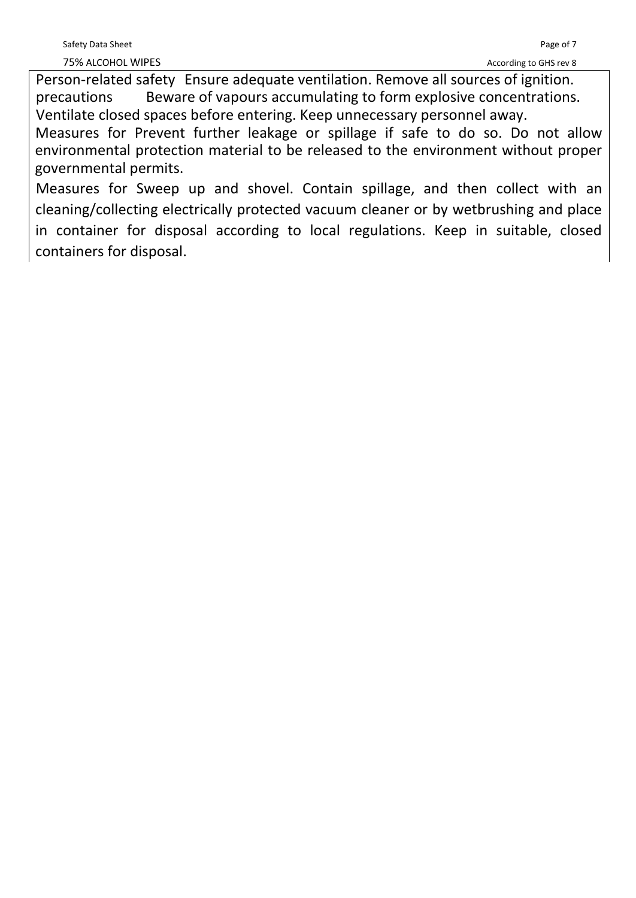| | |
|---|---|
| Person-related safety precautions | Ensure adequate ventilation. Remove all sources of ignition. Beware of vapours accumulating to form explosive concentrations. Ventilate closed spaces before entering. Keep unnecessary personnel away. |
| Measures for environmental protection | Prevent further leakage or spillage if safe to do so. Do not allow material to be released to the environment without proper governmental permits. |
| Measures for cleaning/collecting | Sweep up and shovel. Contain spillage, and then collect with an electrically protected vacuum cleaner or by wetbrushing and place in container for disposal according to local regulations. Keep in suitable, closed containers for disposal. |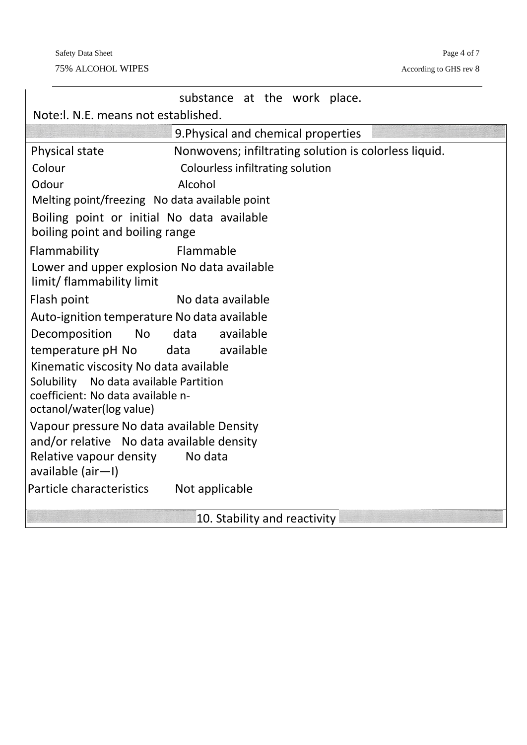substance at the work place.

Note:l. N.E. means not established.

## 9.Physical and chemical properties

| | |
|---|---|
| Physical state | Nonwovens; infiltrating solution is colorless liquid. |
| Colour | Colourless infiltrating solution |
| Odour | Alcohol |
| Melting point/freezing point | No data available |
| Boiling point or initial boiling point and boiling range | No data available |
| Flammability | Flammable |
| Lower and upper explosion limit/ flammability limit | No data available |
| Flash point | No data available |
| Auto-ignition temperature | No data available |
| Decomposition temperature | No data available |
| pH | No data available |
| Kinematic viscosity | No data available |
| Solubility | No data available |
| Partition coefficient: n-octanol/water(log value) | No data available |
| Vapour pressure | No data available |
| Density and/or relative density | No data available |
| Relative vapour density (air—I) | No data available |
| Particle characteristics | Not applicable |

## 10. Stability and reactivity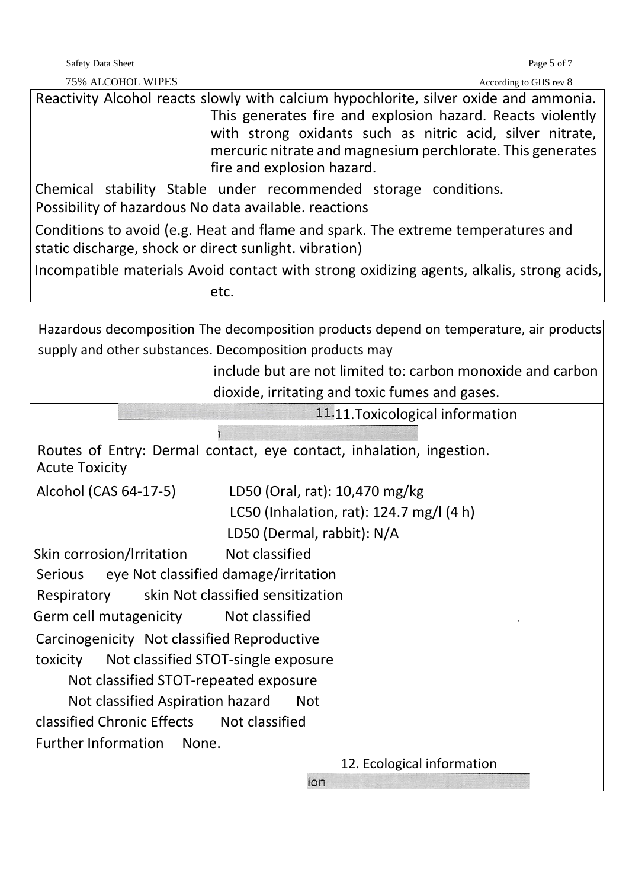Reactivity Alcohol reacts slowly with calcium hypochlorite, silver oxide and ammonia. This generates fire and explosion hazard. Reacts violently with strong oxidants such as nitric acid, silver nitrate, mercuric nitrate and magnesium perchlorate. This generates fire and explosion hazard.

Chemical stability Stable under recommended storage conditions.
Possibility of hazardous No data available. reactions

Conditions to avoid (e.g. Heat and flame and spark. The extreme temperatures and static discharge, shock or direct sunlight. vibration)

Incompatible materials Avoid contact with strong oxidizing agents, alkalis, strong acids, etc.

Hazardous decomposition The decomposition products depend on temperature, air products supply and other substances. Decomposition products may include but are not limited to: carbon monoxide and carbon dioxide, irritating and toxic fumes and gases.

## 11.Toxicological information

Routes of Entry: Dermal contact, eye contact, inhalation, ingestion.
Acute Toxicity

| | |
|---|---|
| Alcohol (CAS 64-17-5) | LD50 (Oral, rat): 10,470 mg/kg |
| | LC50 (Inhalation, rat): 124.7 mg/l (4 h) |
| | LD50 (Dermal, rabbit): N/A |

Skin corrosion/Irritation Not classified
Serious eye Not classified damage/irritation
Respiratory skin Not classified sensitization
Germ cell mutagenicity Not classified
Carcinogenicity Not classified Reproductive toxicity Not classified STOT-single exposure Not classified STOT-repeated exposure Not classified Aspiration hazard Not classified Chronic Effects Not classified
Further Information None.

## 12. Ecological information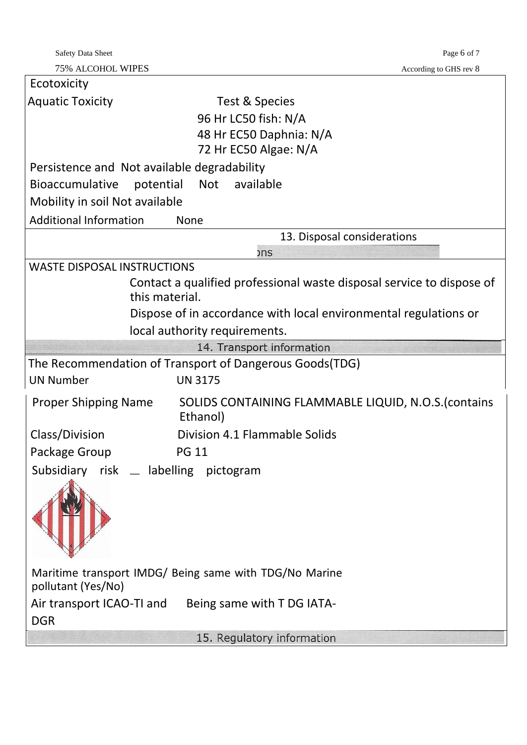Ecotoxicity

| Aquatic Toxicity | Test & Species |
|---|---|
| | 96 Hr LC50 fish: N/A |
| | 48 Hr EC50 Daphnia: N/A |
| | 72 Hr EC50 Algae: N/A |

Persistence and Not available degradability

Bioaccumulative potential Not available

Mobility in soil Not available

Additional Information None

## 13. Disposal considerations

ɔns

WASTE DISPOSAL INSTRUCTIONS

Contact a qualified professional waste disposal service to dispose of this material.

Dispose of in accordance with local environmental regulations or local authority requirements.

## 14. Transport information

The Recommendation of Transport of Dangerous Goods(TDG)

| | |
|---|---|
| UN Number | UN 3175 |
| Proper Shipping Name | SOLIDS CONTAINING FLAMMABLE LIQUID, N.O.S.(contains Ethanol) |
| Class/Division | Division 4.1 Flammable Solids |
| Package Group | PG 11 |

Subsidiary risk _ labelling pictogram

Maritime transport IMDG/ Being same with TDG/No Marine pollutant (Yes/No)

Air transport ICAO-TI and Being same with T DG IATA-DGR

## 15. Regulatory information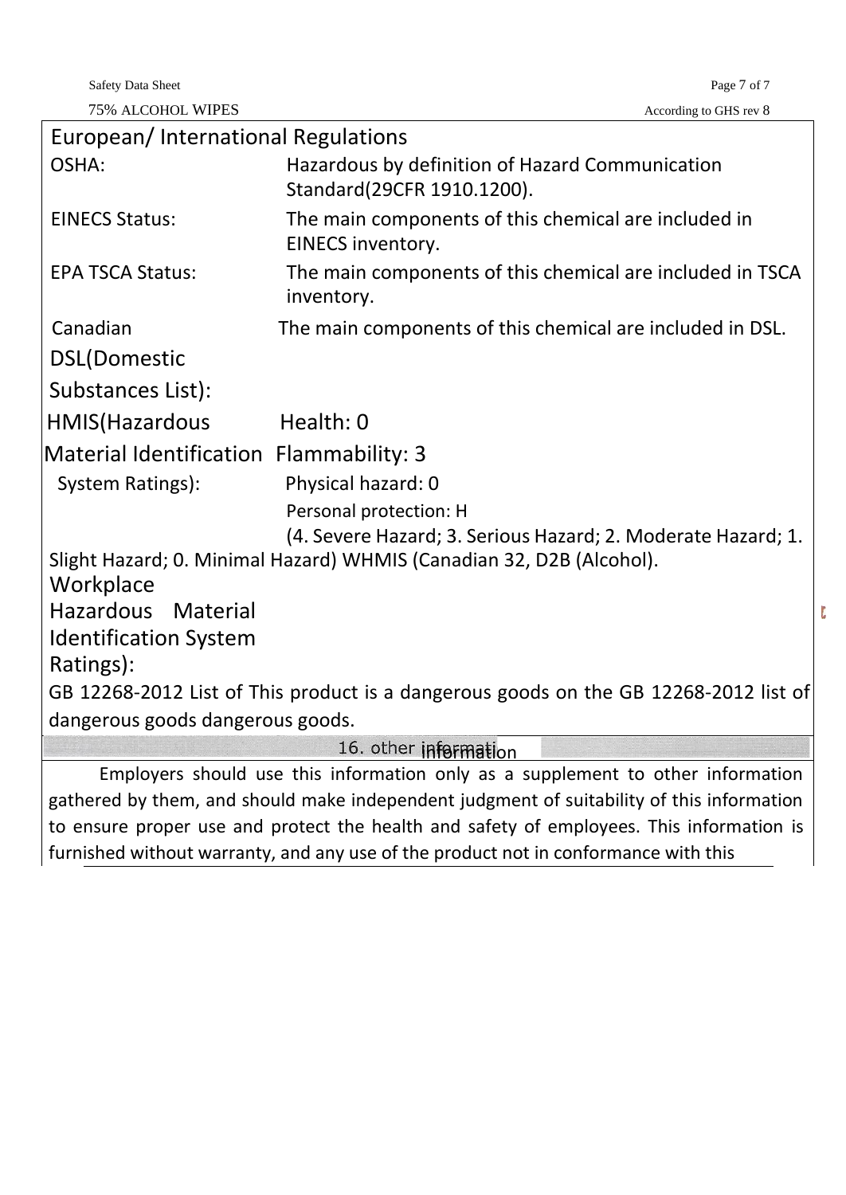## European/ International Regulations

| | |
|---|---|
| OSHA: | Hazardous by definition of Hazard Communication Standard(29CFR 1910.1200). |
| EINECS Status: | The main components of this chemical are included in EINECS inventory. |
| EPA TSCA Status: | The main components of this chemical are included in TSCA inventory. |
| Canadian DSL(Domestic Substances List): | The main components of this chemical are included in DSL. |
| HMIS(Hazardous Material Identification System Ratings): | Health: 0<br>Flammability: 3<br>Physical hazard: 0<br>Personal protection: H<br>(4. Severe Hazard; 3. Serious Hazard; 2. Moderate Hazard; 1. Slight Hazard; 0. Minimal Hazard) |
| WHMIS (Canadian Workplace Hazardous Material Identification System Ratings): | 32, D2B (Alcohol). |
| GB 12268-2012 List of dangerous goods | This product is a dangerous goods on the GB 12268-2012 list of dangerous goods. |

## 16. other information

Employers should use this information only as a supplement to other information gathered by them, and should make independent judgment of suitability of this information to ensure proper use and protect the health and safety of employees. This information is furnished without warranty, and any use of the product not in conformance with this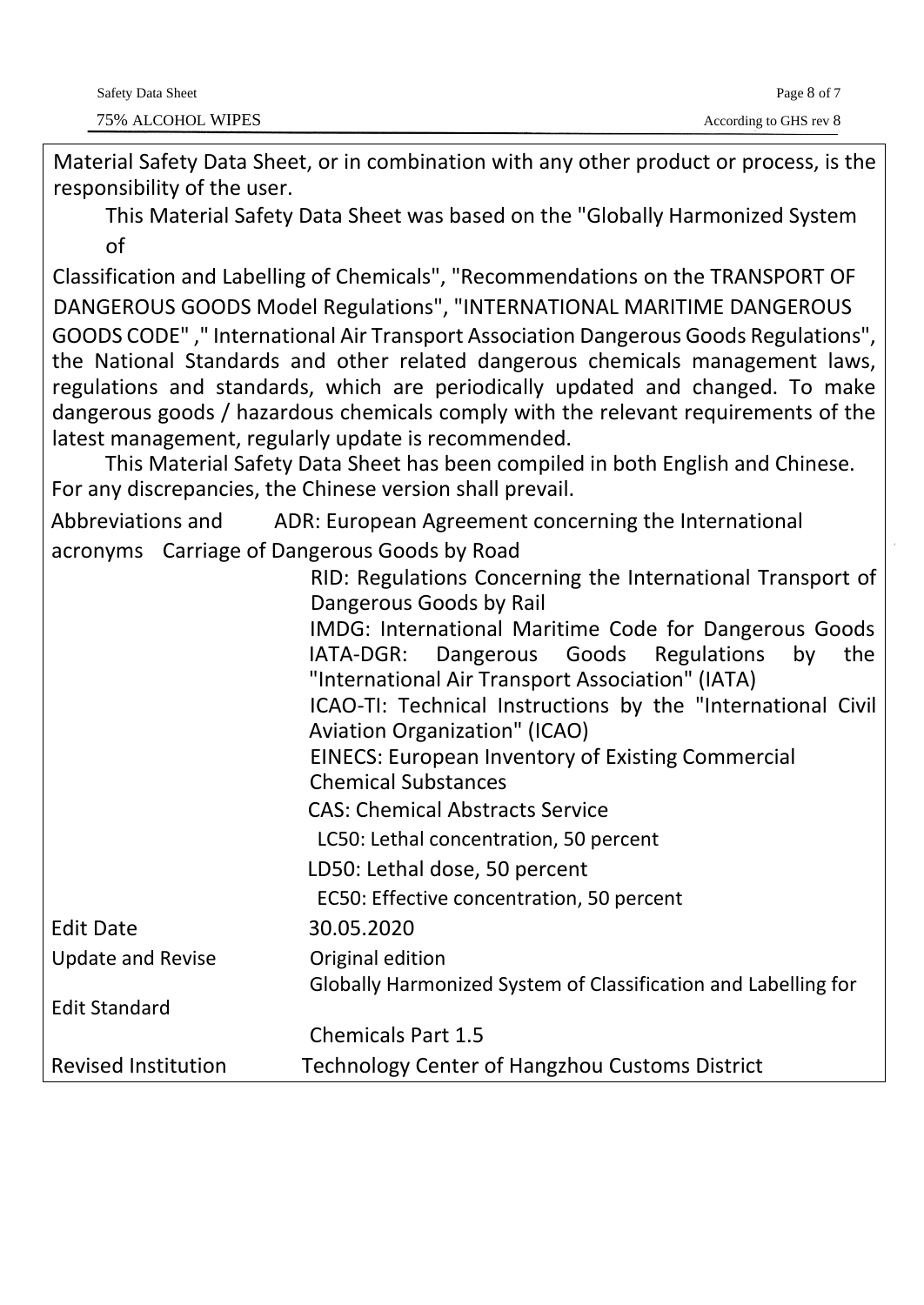Material Safety Data Sheet, or in combination with any other product or process, is the responsibility of the user.

This Material Safety Data Sheet was based on the "Globally Harmonized System of Classification and Labelling of Chemicals", "Recommendations on the TRANSPORT OF DANGEROUS GOODS Model Regulations", "INTERNATIONAL MARITIME DANGEROUS GOODS CODE" ," International Air Transport Association Dangerous Goods Regulations", the National Standards and other related dangerous chemicals management laws, regulations and standards, which are periodically updated and changed. To make dangerous goods / hazardous chemicals comply with the relevant requirements of the latest management, regularly update is recommended.

This Material Safety Data Sheet has been compiled in both English and Chinese. For any discrepancies, the Chinese version shall prevail.

| | |
|---|---|
| Abbreviations and acronyms | ADR: European Agreement concerning the International Carriage of Dangerous Goods by Road<br>RID: Regulations Concerning the International Transport of Dangerous Goods by Rail<br>IMDG: International Maritime Code for Dangerous Goods<br>IATA-DGR: Dangerous Goods Regulations by the "International Air Transport Association" (IATA)<br>ICAO-TI: Technical Instructions by the "International Civil Aviation Organization" (ICAO)<br>EINECS: European Inventory of Existing Commercial Chemical Substances<br>CAS: Chemical Abstracts Service<br>LC50: Lethal concentration, 50 percent<br>LD50: Lethal dose, 50 percent<br>EC50: Effective concentration, 50 percent |
| Edit Date | 30.05.2020 |
| Update and Revise | Original edition |
| Edit Standard | Globally Harmonized System of Classification and Labelling for Chemicals Part 1.5 |
| Revised Institution | Technology Center of Hangzhou Customs District |